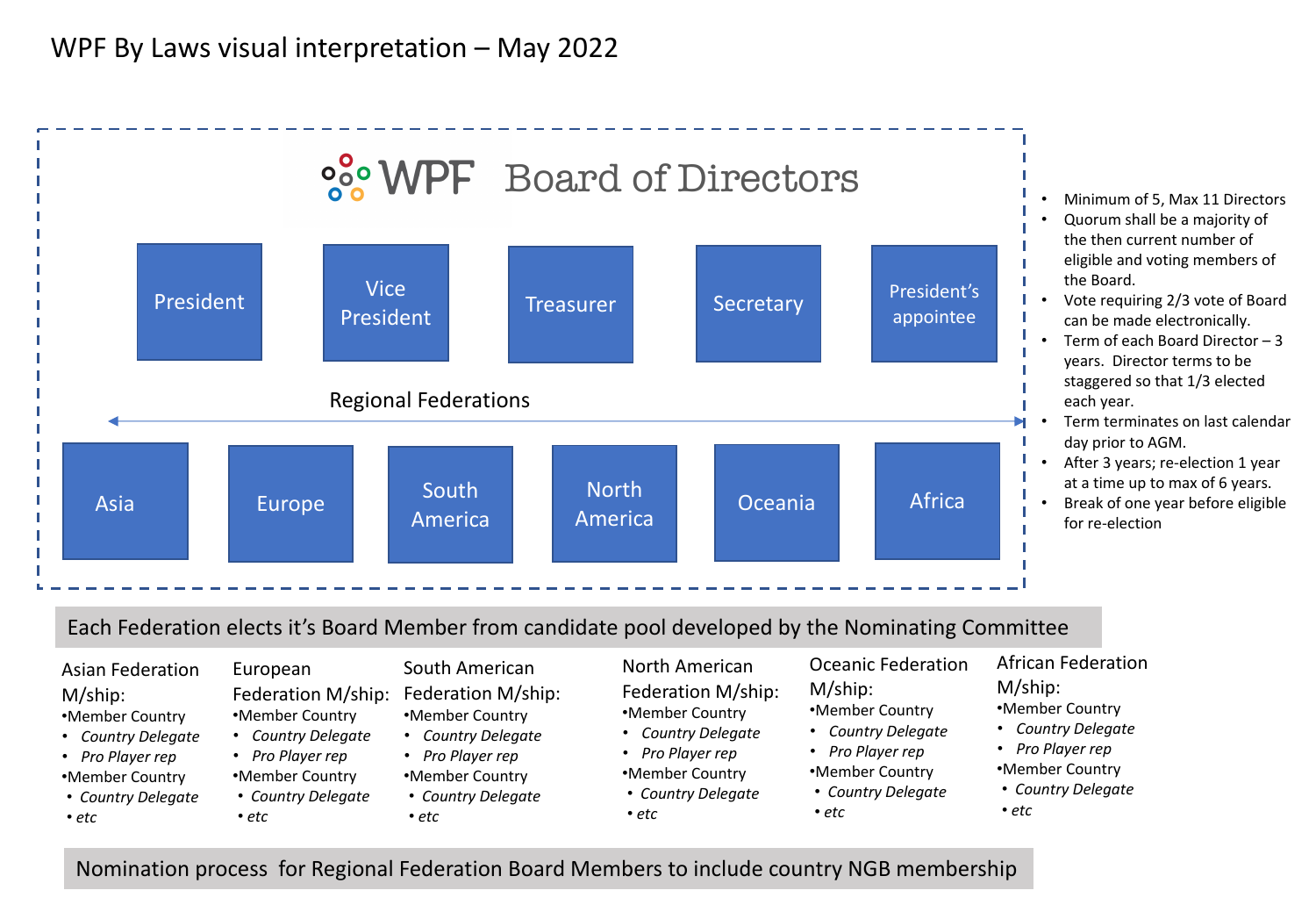# WPF By Laws visual interpretation – May 2022

## WPF Board of Directors

- President
- Vice President
- Treasurer
- Secretary
- President's appointee

**Regional Federations**

- Asia
- Europe
- South America
- North America
- Oceania
- Africa

- Minimum of 5, Max 11 Directors
- Quorum shall be a majority of the then current number of eligible and voting members of the Board.
- Vote requiring 2/3 vote of Board can be made electronically.
- Term of each Board Director – 3 years. Director terms to be staggered so that 1/3 elected each year.
- Term terminates on last calendar day prior to AGM.
- After 3 years; re-election 1 year at a time up to max of 6 years.
- Break of one year before eligible for re-election

**Each Federation elects it's Board Member from candidate pool developed by the Nominating Committee**

**Asian Federation M/ship:**

- Member Country
  - *Country Delegate*
  - *Pro Player rep*
- Member Country
  - *Country Delegate*
  - *etc*

**European Federation M/ship:**

- Member Country
  - *Country Delegate*
  - *Pro Player rep*
- Member Country
  - *Country Delegate*
  - *etc*

**South American Federation M/ship:**

- Member Country
  - *Country Delegate*
  - *Pro Player rep*
- Member Country
  - *Country Delegate*
  - *etc*

**North American Federation M/ship:**

- Member Country
  - *Country Delegate*
  - *Pro Player rep*
- Member Country
  - *Country Delegate*
  - *etc*

**Oceanic Federation M/ship:**

- Member Country
  - *Country Delegate*
  - *Pro Player rep*
- Member Country
  - *Country Delegate*
  - *etc*

**African Federation M/ship:**

- Member Country
  - *Country Delegate*
  - *Pro Player rep*
- Member Country
  - *Country Delegate*
  - *etc*

**Nomination process for Regional Federation Board Members to include country NGB membership**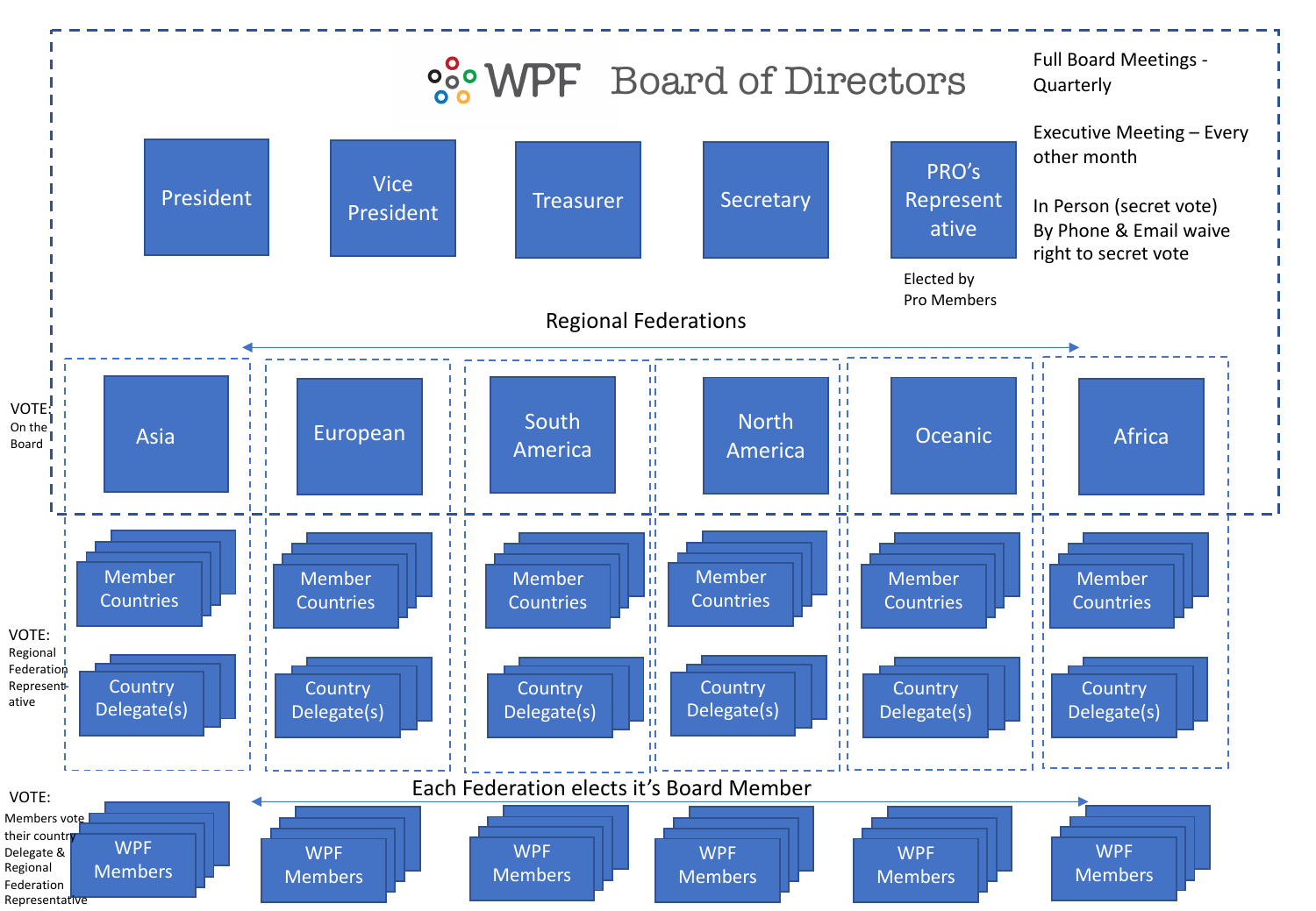# WPF Board of Directors

Full Board Meetings - Quarterly

Executive Meeting – Every other month

In Person (secret vote)
By Phone & Email waive right to secret vote

- President
- Vice President
- Treasurer
- Secretary
- PRO's Representative — Elected by Pro Members

## Regional Federations

VOTE: On the Board

- Asia
- European
- South America
- North America
- Oceanic
- Africa

Each region includes:

- Member Countries
- Country Delegate(s)

VOTE: Regional Federation Representative

Each Federation elects it's Board Member

- WPF Members

VOTE: Members vote their country Delegate & Regional Federation Representative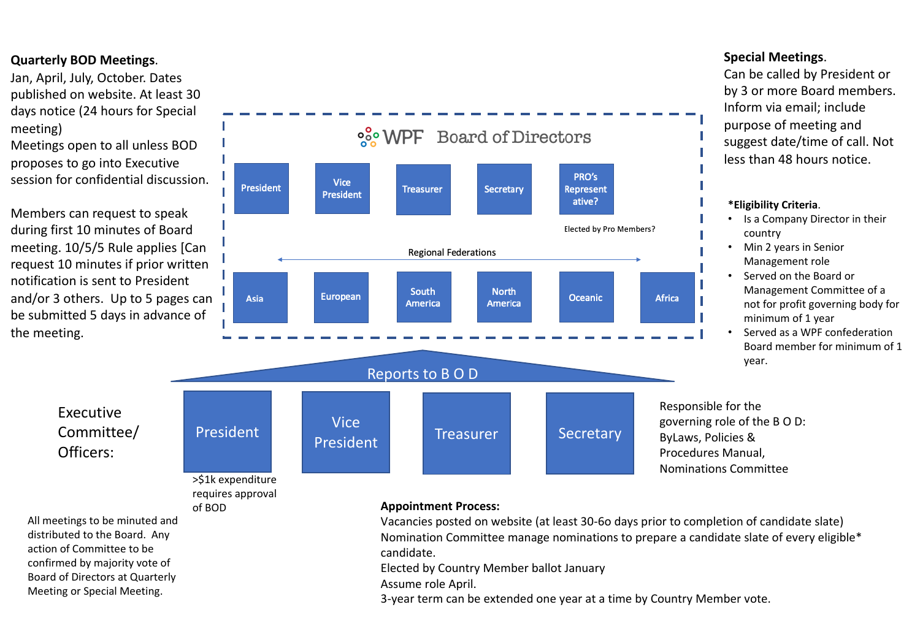**Quarterly BOD Meetings**.
Jan, April, July, October. Dates published on website. At least 30 days notice (24 hours for Special meeting)
Meetings open to all unless BOD proposes to go into Executive session for confidential discussion.

Members can request to speak during first 10 minutes of Board meeting. 10/5/5 Rule applies [Can request 10 minutes if prior written notification is sent to President and/or 3 others. Up to 5 pages can be submitted 5 days in advance of the meeting.

## WPF Board of Directors

- President
- Vice President
- Treasurer
- Secretary
- PRO's Representative?

Elected by Pro Members?

Regional Federations

- Asia
- European
- South America
- North America
- Oceanic
- Africa

**Special Meetings**.
Can be called by President or by 3 or more Board members. Inform via email; include purpose of meeting and suggest date/time of call. Not less than 48 hours notice.

***Eligibility Criteria**.

- Is a Company Director in their country
- Min 2 years in Senior Management role
- Served on the Board or Management Committee of a not for profit governing body for minimum of 1 year
- Served as a WPF confederation Board member for minimum of 1 year.

Reports to B O D

Executive Committee/ Officers:

- President
- Vice President
- Treasurer
- Secretary

>$1k expenditure requires approval of BOD

Responsible for the governing role of the B O D: ByLaws, Policies & Procedures Manual, Nominations Committee

All meetings to be minuted and distributed to the Board. Any action of Committee to be confirmed by majority vote of Board of Directors at Quarterly Meeting or Special Meeting.

**Appointment Process:**
Vacancies posted on website (at least 30-6o days prior to completion of candidate slate)
Nomination Committee manage nominations to prepare a candidate slate of every eligible* candidate.
Elected by Country Member ballot January
Assume role April.
3-year term can be extended one year at a time by Country Member vote.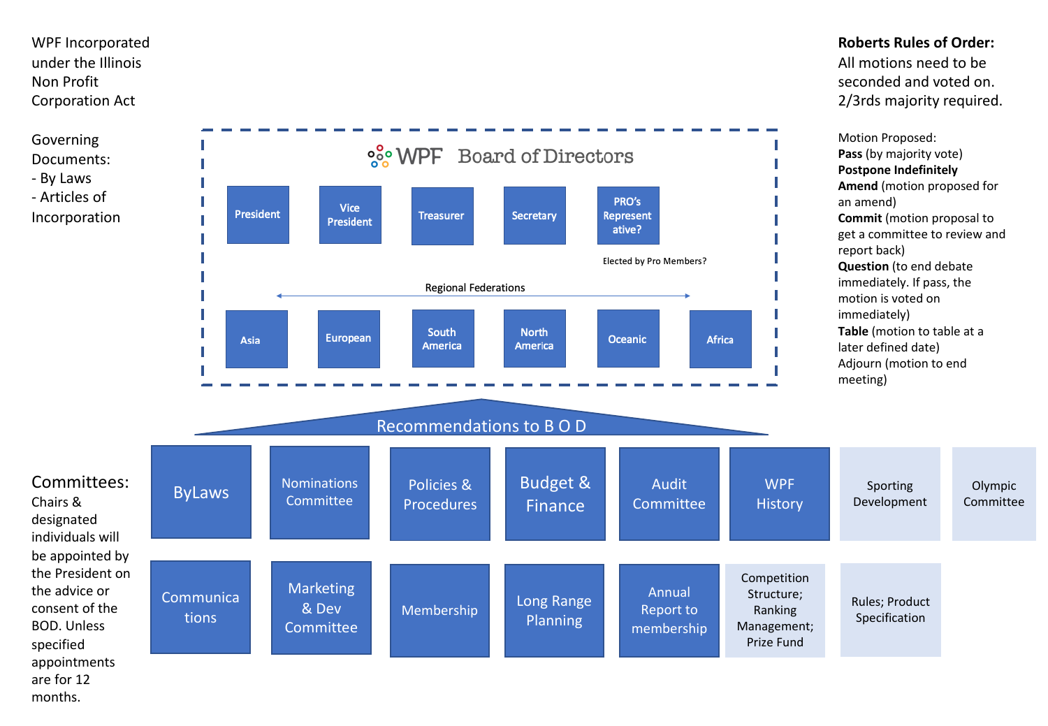WPF Incorporated under the Illinois Non Profit Corporation Act

Governing Documents:
- By Laws
- Articles of Incorporation

**Roberts Rules of Order:**
All motions need to be seconded and voted on. 2/3rds majority required.

Motion Proposed:

**Pass** (by majority vote)
**Postpone Indefinitely**
**Amend** (motion proposed for an amend)
**Commit** (motion proposal to get a committee to review and report back)
**Question** (to end debate immediately. If pass, the motion is voted on immediately)
**Table** (motion to table at a later defined date)
Adjourn (motion to end meeting)

## WPF Board of Directors

- President
- Vice President
- Treasurer
- Secretary
- PRO's Representative?

Elected by Pro Members?

Regional Federations

- Asia
- European
- South America
- North America
- Oceanic
- Africa

Recommendations to B O D

**Committees:**
Chairs & designated individuals will be appointed by the President on the advice or consent of the BOD. Unless specified appointments are for 12 months.

- ByLaws
- Nominations Committee
- Policies & Procedures
- Budget & Finance
- Audit Committee
- WPF History
- Sporting Development
- Olympic Committee
- Communications
- Marketing & Dev Committee
- Membership
- Long Range Planning
- Annual Report to membership
- Competition Structure; Ranking Management; Prize Fund
- Rules; Product Specification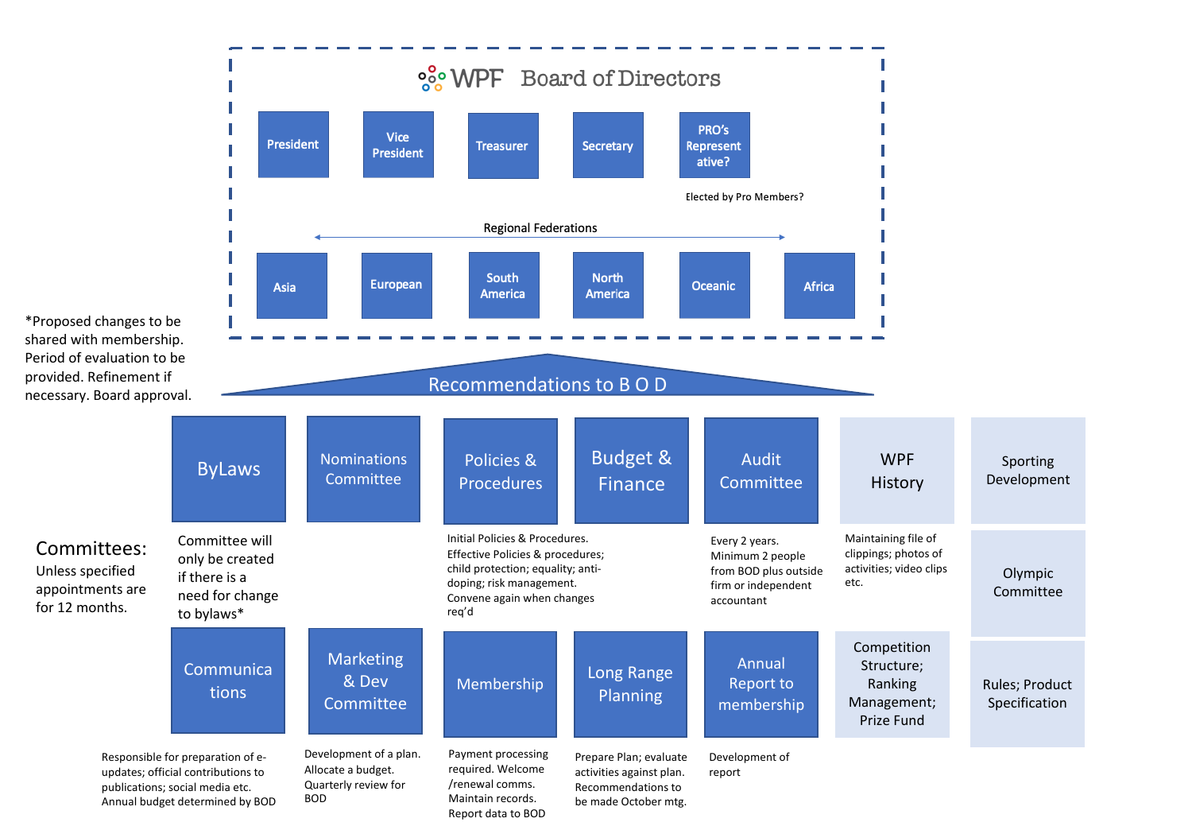# WPF Board of Directors

- President
- Vice President
- Treasurer
- Secretary
- PRO's Representative?

Elected by Pro Members?

**Regional Federations**

- Asia
- European
- South America
- North America
- Oceanic
- Africa

*Proposed changes to be shared with membership. Period of evaluation to be provided. Refinement if necessary. Board approval.

## Recommendations to B O D

**Committees:** Unless specified appointments are for 12 months.

- **ByLaws** – Committee will only be created if there is a need for change to bylaws*
- **Nominations Committee**
- **Policies & Procedures** – Initial Policies & Procedures. Effective Policies & procedures; child protection; equality; anti-doping; risk management. Convene again when changes req'd
- **Budget & Finance**
- **Audit Committee** – Every 2 years. Minimum 2 people from BOD plus outside firm or independent accountant
- **WPF History** – Maintaining file of clippings; photos of activities; video clips etc.
- **Sporting Development**
- **Olympic Committee**
- **Communications** – Responsible for preparation of e-updates; official contributions to publications; social media etc. Annual budget determined by BOD
- **Marketing & Dev Committee** – Development of a plan. Allocate a budget. Quarterly review for BOD
- **Membership** – Payment processing required. Welcome /renewal comms. Maintain records. Report data to BOD
- **Long Range Planning** – Prepare Plan; evaluate activities against plan. Recommendations to be made October mtg.
- **Annual Report to membership** – Development of report
- **Competition Structure; Ranking Management; Prize Fund**
- **Rules; Product Specification**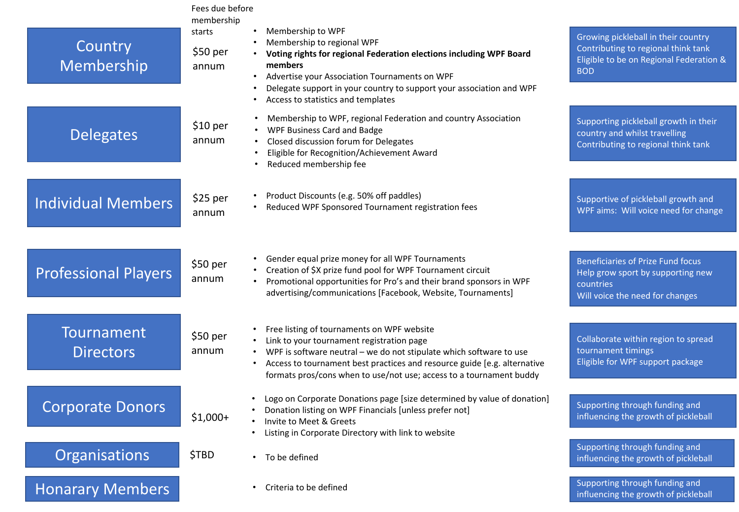| Membership Type | Fees due before membership starts | Benefits | Role |
| --- | --- | --- | --- |
| Country Membership | $50 per annum | • Membership to WPF<br>• Membership to regional WPF<br>• **Voting rights for regional Federation elections including WPF Board members**<br>• Advertise your Association Tournaments on WPF<br>• Delegate support in your country to support your association and WPF<br>• Access to statistics and templates | Growing pickleball in their country<br>Contributing to regional think tank<br>Eligible to be on Regional Federation & BOD |
| Delegates | $10 per annum | • Membership to WPF, regional Federation and country Association<br>• WPF Business Card and Badge<br>• Closed discussion forum for Delegates<br>• Eligible for Recognition/Achievement Award<br>• Reduced membership fee | Supporting pickleball growth in their country and whilst travelling<br>Contributing to regional think tank |
| Individual Members | $25 per annum | • Product Discounts (e.g. 50% off paddles)<br>• Reduced WPF Sponsored Tournament registration fees | Supportive of pickleball growth and WPF aims: Will voice need for change |
| Professional Players | $50 per annum | • Gender equal prize money for all WPF Tournaments<br>• Creation of $X prize fund pool for WPF Tournament circuit<br>• Promotional opportunities for Pro's and their brand sponsors in WPF advertising/communications [Facebook, Website, Tournaments] | Beneficiaries of Prize Fund focus<br>Help grow sport by supporting new countries<br>Will voice the need for changes |
| Tournament Directors | $50 per annum | • Free listing of tournaments on WPF website<br>• Link to your tournament registration page<br>• WPF is software neutral – we do not stipulate which software to use<br>• Access to tournament best practices and resource guide [e.g. alternative formats pros/cons when to use/not use; access to a tournament buddy | Collaborate within region to spread tournament timings<br>Eligible for WPF support package |
| Corporate Donors | $1,000+ | • Logo on Corporate Donations page [size determined by value of donation]<br>• Donation listing on WPF Financials [unless prefer not]<br>• Invite to Meet & Greets<br>• Listing in Corporate Directory with link to website | Supporting through funding and influencing the growth of pickleball |
| Organisations | $TBD | • To be defined | Supporting through funding and influencing the growth of pickleball |
| Honarary Members | | • Criteria to be defined | Supporting through funding and influencing the growth of pickleball |